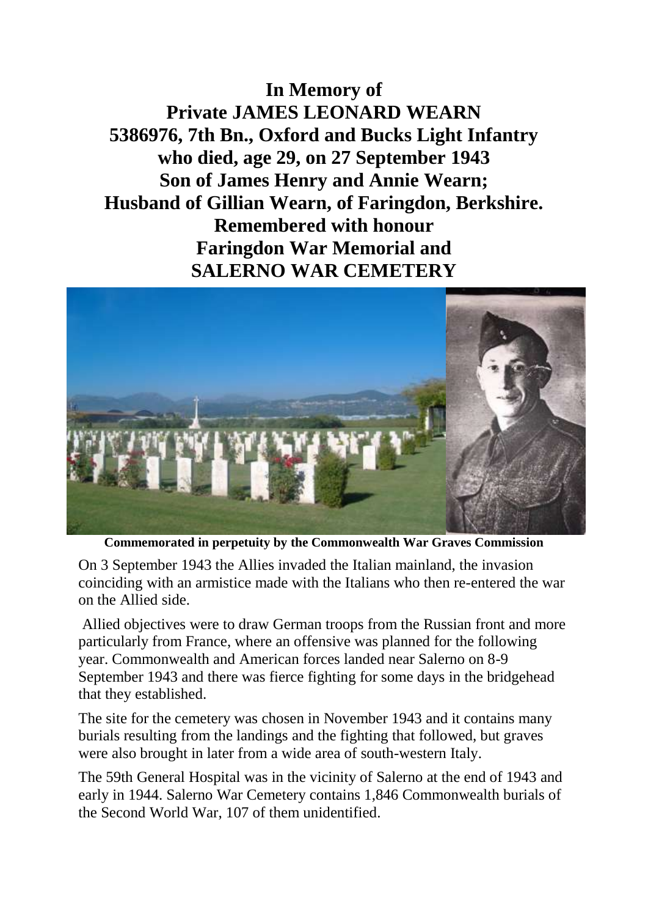**In Memory of**
**Private JAMES LEONARD WEARN**
**5386976, 7th Bn., Oxford and Bucks Light Infantry**
**who died, age 29, on 27 September 1943**
**Son of James Henry and Annie Wearn;**
**Husband of Gillian Wearn, of Faringdon, Berkshire.**
**Remembered with honour**
**Faringdon War Memorial and**
**SALERNO WAR CEMETERY**

**Commemorated in perpetuity by the Commonwealth War Graves Commission**

On 3 September 1943 the Allies invaded the Italian mainland, the invasion coinciding with an armistice made with the Italians who then re-entered the war on the Allied side.

Allied objectives were to draw German troops from the Russian front and more particularly from France, where an offensive was planned for the following year. Commonwealth and American forces landed near Salerno on 8-9 September 1943 and there was fierce fighting for some days in the bridgehead that they established.

The site for the cemetery was chosen in November 1943 and it contains many burials resulting from the landings and the fighting that followed, but graves were also brought in later from a wide area of south-western Italy.

The 59th General Hospital was in the vicinity of Salerno at the end of 1943 and early in 1944. Salerno War Cemetery contains 1,846 Commonwealth burials of the Second World War, 107 of them unidentified.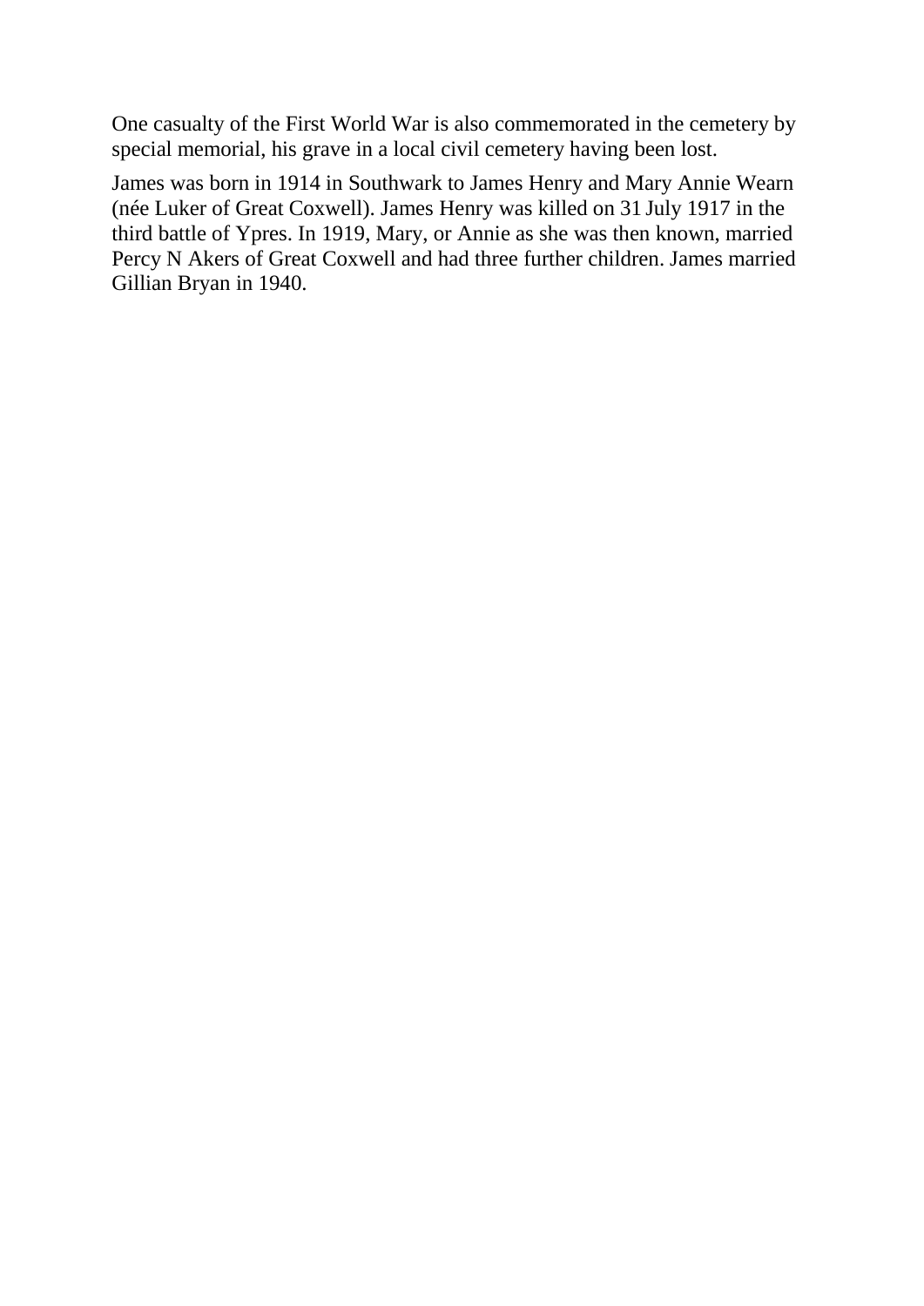One casualty of the First World War is also commemorated in the cemetery by special memorial, his grave in a local civil cemetery having been lost.

James was born in 1914 in Southwark to James Henry and Mary Annie Wearn (née Luker of Great Coxwell). James Henry was killed on 31 July 1917 in the third battle of Ypres. In 1919, Mary, or Annie as she was then known, married Percy N Akers of Great Coxwell and had three further children. James married Gillian Bryan in 1940.